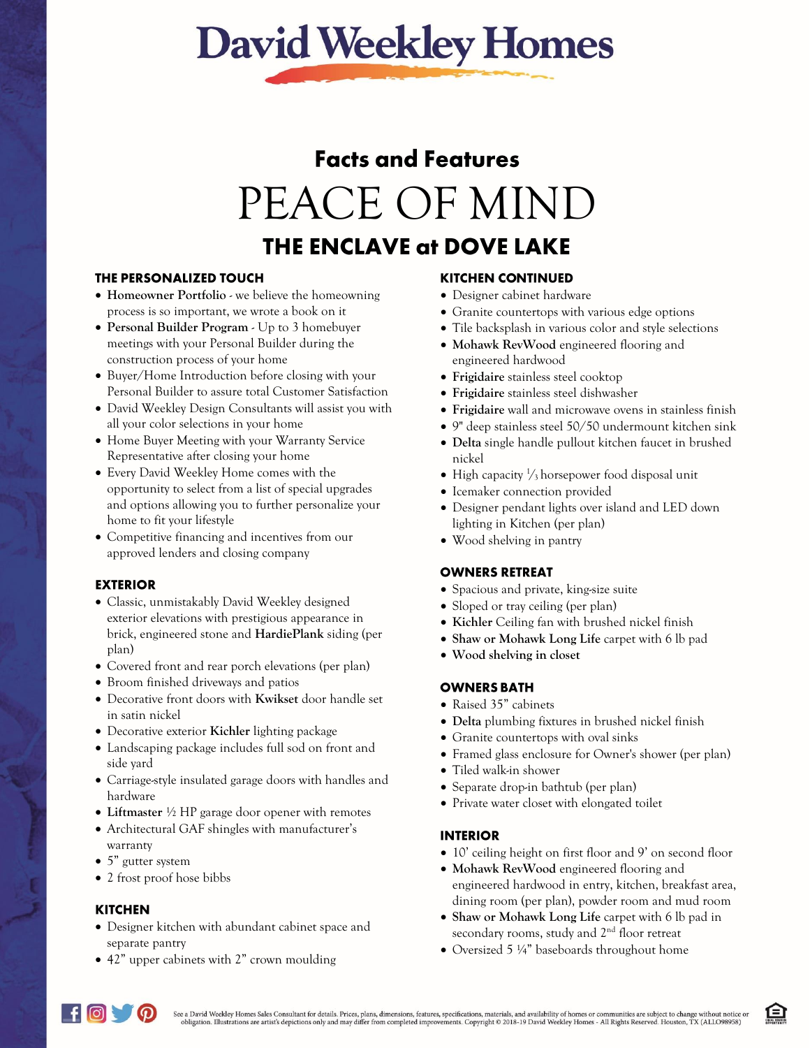# David Weekley Homes

## Facts and Features

# PEACE OF MIND

## THE ENCLAVE at DOVE LAKE

### THE PERSONALIZED TOUCH

- **Homeowner Portfolio** - we believe the homeowning process is so important, we wrote a book on it
- **Personal Builder Program** - Up to 3 homebuyer meetings with your Personal Builder during the construction process of your home
- Buyer/Home Introduction before closing with your Personal Builder to assure total Customer Satisfaction
- David Weekley Design Consultants will assist you with all your color selections in your home
- Home Buyer Meeting with your Warranty Service Representative after closing your home
- Every David Weekley Home comes with the opportunity to select from a list of special upgrades and options allowing you to further personalize your home to fit your lifestyle
- Competitive financing and incentives from our approved lenders and closing company

### EXTERIOR

- Classic, unmistakably David Weekley designed exterior elevations with prestigious appearance in brick, engineered stone and **HardiePlank** siding (per plan)
- Covered front and rear porch elevations (per plan)
- Broom finished driveways and patios
- Decorative front doors with **Kwikset** door handle set in satin nickel
- Decorative exterior **Kichler** lighting package
- Landscaping package includes full sod on front and side yard
- Carriage-style insulated garage doors with handles and hardware
- **Liftmaster** ½ HP garage door opener with remotes
- Architectural GAF shingles with manufacturer's warranty
- 5" gutter system
- 2 frost proof hose bibbs

### KITCHEN

- Designer kitchen with abundant cabinet space and separate pantry
- 42" upper cabinets with 2" crown moulding

### KITCHEN CONTINUED

- Designer cabinet hardware
- Granite countertops with various edge options
- Tile backsplash in various color and style selections
- **Mohawk RevWood** engineered flooring and engineered hardwood
- **Frigidaire** stainless steel cooktop
- **Frigidaire** stainless steel dishwasher
- **Frigidaire** wall and microwave ovens in stainless finish
- 9" deep stainless steel 50/50 undermount kitchen sink
- **Delta** single handle pullout kitchen faucet in brushed nickel
- High capacity ⅓ horsepower food disposal unit
- Icemaker connection provided
- Designer pendant lights over island and LED down lighting in Kitchen (per plan)
- Wood shelving in pantry

### OWNERS RETREAT

- Spacious and private, king-size suite
- Sloped or tray ceiling (per plan)
- **Kichler** Ceiling fan with brushed nickel finish
- **Shaw or Mohawk Long Life** carpet with 6 lb pad
- **Wood shelving in closet**

### OWNERS BATH

- Raised 35" cabinets
- **Delta** plumbing fixtures in brushed nickel finish
- Granite countertops with oval sinks
- Framed glass enclosure for Owner's shower (per plan)
- Tiled walk-in shower
- Separate drop-in bathtub (per plan)
- Private water closet with elongated toilet

### INTERIOR

- 10' ceiling height on first floor and 9' on second floor
- **Mohawk RevWood** engineered flooring and engineered hardwood in entry, kitchen, breakfast area, dining room (per plan), powder room and mud room
- **Shaw or Mohawk Long Life** carpet with 6 lb pad in secondary rooms, study and 2nd floor retreat
- Oversized 5 ¼" baseboards throughout home

See a David Weekley Homes Sales Consultant for details. Prices, plans, dimensions, features, specifications, materials, and availability of homes or communities are subject to change without notice or obligation. Illustrations are artist's depictions only and may differ from completed improvements. Copyright © 2018-19 David Weekley Homes - All Rights Reserved. Houston, TX (ALLO98958)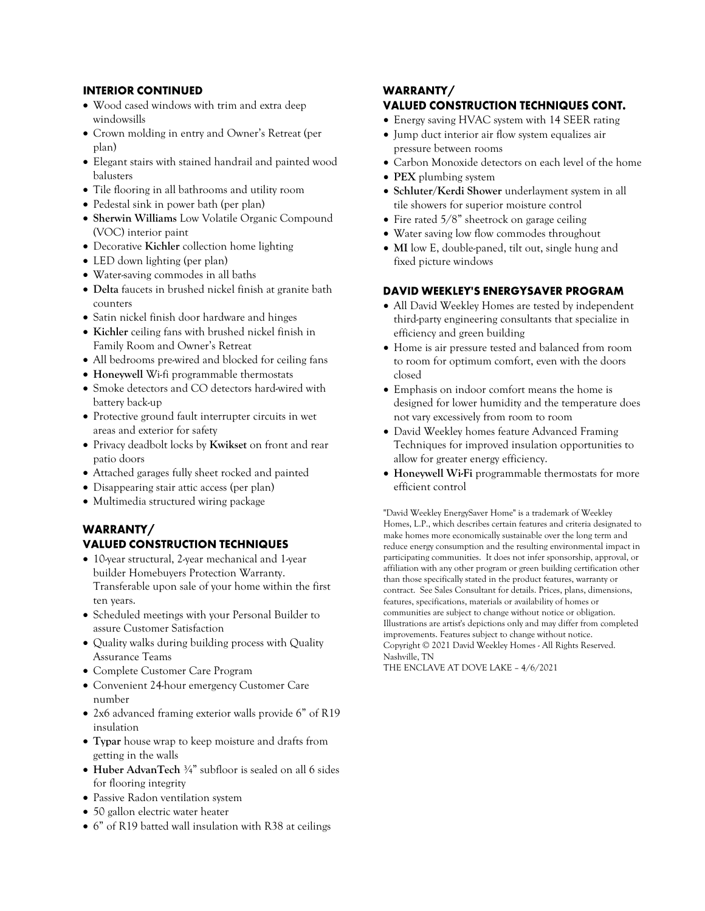## INTERIOR CONTINUED

- Wood cased windows with trim and extra deep windowsills
- Crown molding in entry and Owner's Retreat (per plan)
- Elegant stairs with stained handrail and painted wood balusters
- Tile flooring in all bathrooms and utility room
- Pedestal sink in power bath (per plan)
- **Sherwin Williams** Low Volatile Organic Compound (VOC) interior paint
- Decorative **Kichler** collection home lighting
- LED down lighting (per plan)
- Water-saving commodes in all baths
- **Delta** faucets in brushed nickel finish at granite bath counters
- Satin nickel finish door hardware and hinges
- **Kichler** ceiling fans with brushed nickel finish in Family Room and Owner's Retreat
- All bedrooms pre-wired and blocked for ceiling fans
- **Honeywell** Wi-fi programmable thermostats
- Smoke detectors and CO detectors hard-wired with battery back-up
- Protective ground fault interrupter circuits in wet areas and exterior for safety
- Privacy deadbolt locks by **Kwikset** on front and rear patio doors
- Attached garages fully sheet rocked and painted
- Disappearing stair attic access (per plan)
- Multimedia structured wiring package

## WARRANTY/ VALUED CONSTRUCTION TECHNIQUES

- 10-year structural, 2-year mechanical and 1-year builder Homebuyers Protection Warranty. Transferable upon sale of your home within the first ten years.
- Scheduled meetings with your Personal Builder to assure Customer Satisfaction
- Quality walks during building process with Quality Assurance Teams
- Complete Customer Care Program
- Convenient 24-hour emergency Customer Care number
- 2x6 advanced framing exterior walls provide 6" of R19 insulation
- **Typar** house wrap to keep moisture and drafts from getting in the walls
- **Huber AdvanTech** ¾" subfloor is sealed on all 6 sides for flooring integrity
- Passive Radon ventilation system
- 50 gallon electric water heater
- 6" of R19 batted wall insulation with R38 at ceilings

## WARRANTY/ VALUED CONSTRUCTION TECHNIQUES CONT.

- Energy saving HVAC system with 14 SEER rating
- Jump duct interior air flow system equalizes air pressure between rooms
- Carbon Monoxide detectors on each level of the home
- **PEX** plumbing system
- **Schluter/Kerdi Shower** underlayment system in all tile showers for superior moisture control
- Fire rated 5/8" sheetrock on garage ceiling
- Water saving low flow commodes throughout
- **MI** low E, double-paned, tilt out, single hung and fixed picture windows

## DAVID WEEKLEY'S ENERGYSAVER PROGRAM

- All David Weekley Homes are tested by independent third-party engineering consultants that specialize in efficiency and green building
- Home is air pressure tested and balanced from room to room for optimum comfort, even with the doors closed
- Emphasis on indoor comfort means the home is designed for lower humidity and the temperature does not vary excessively from room to room
- David Weekley homes feature Advanced Framing Techniques for improved insulation opportunities to allow for greater energy efficiency.
- **Honeywell Wi-Fi** programmable thermostats for more efficient control

"David Weekley EnergySaver Home" is a trademark of Weekley Homes, L.P., which describes certain features and criteria designated to make homes more economically sustainable over the long term and reduce energy consumption and the resulting environmental impact in participating communities. It does not infer sponsorship, approval, or affiliation with any other program or green building certification other than those specifically stated in the product features, warranty or contract. See Sales Consultant for details. Prices, plans, dimensions, features, specifications, materials or availability of homes or communities are subject to change without notice or obligation. Illustrations are artist's depictions only and may differ from completed improvements. Features subject to change without notice.
Copyright © 2021 David Weekley Homes - All Rights Reserved.
Nashville, TN
THE ENCLAVE AT DOVE LAKE – 4/6/2021